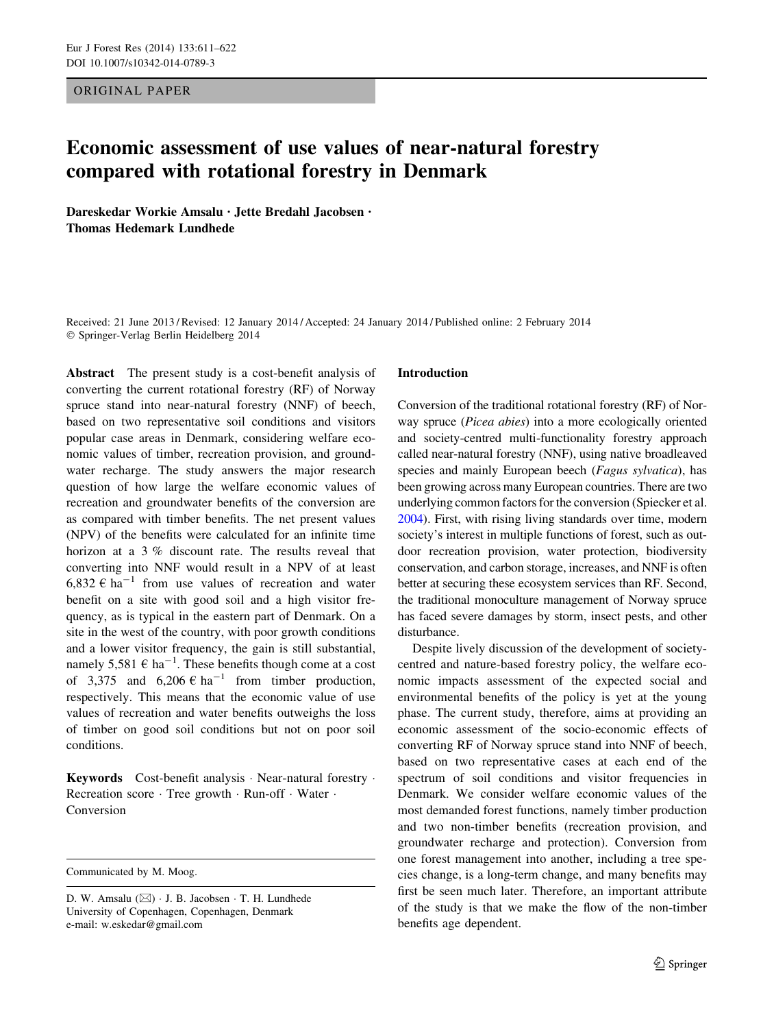ORIGINAL PAPER

# Economic assessment of use values of near-natural forestry compared with rotational forestry in Denmark

**Dareskedar Workie Amsalu · Jette Bredahl Jacobsen · Thomas Hedemark Lundhede**

Received: 21 June 2013 / Revised: 12 January 2014 / Accepted: 24 January 2014 / Published online: 2 February 2014
© Springer-Verlag Berlin Heidelberg 2014

**Abstract** The present study is a cost-benefit analysis of converting the current rotational forestry (RF) of Norway spruce stand into near-natural forestry (NNF) of beech, based on two representative soil conditions and visitors popular case areas in Denmark, considering welfare economic values of timber, recreation provision, and groundwater recharge. The study answers the major research question of how large the welfare economic values of recreation and groundwater benefits of the conversion are as compared with timber benefits. The net present values (NPV) of the benefits were calculated for an infinite time horizon at a 3 % discount rate. The results reveal that converting into NNF would result in a NPV of at least 6,832 € $\text{ha}^{-1}$ from use values of recreation and water benefit on a site with good soil and a high visitor frequency, as is typical in the eastern part of Denmark. On a site in the west of the country, with poor growth conditions and a lower visitor frequency, the gain is still substantial, namely 5,581 € $\text{ha}^{-1}$. These benefits though come at a cost of 3,375 and 6,206 € $\text{ha}^{-1}$ from timber production, respectively. This means that the economic value of use values of recreation and water benefits outweighs the loss of timber on good soil conditions but not on poor soil conditions.

**Keywords** Cost-benefit analysis · Near-natural forestry · Recreation score · Tree growth · Run-off · Water · Conversion

Communicated by M. Moog.

D. W. Amsalu (✉) · J. B. Jacobsen · T. H. Lundhede
University of Copenhagen, Copenhagen, Denmark
e-mail: w.eskedar@gmail.com

## Introduction

Conversion of the traditional rotational forestry (RF) of Norway spruce (*Picea abies*) into a more ecologically oriented and society-centred multi-functionality forestry approach called near-natural forestry (NNF), using native broadleaved species and mainly European beech (*Fagus sylvatica*), has been growing across many European countries. There are two underlying common factors for the conversion (Spiecker et al. 2004). First, with rising living standards over time, modern society's interest in multiple functions of forest, such as outdoor recreation provision, water protection, biodiversity conservation, and carbon storage, increases, and NNF is often better at securing these ecosystem services than RF. Second, the traditional monoculture management of Norway spruce has faced severe damages by storm, insect pests, and other disturbance.

Despite lively discussion of the development of society-centred and nature-based forestry policy, the welfare economic impacts assessment of the expected social and environmental benefits of the policy is yet at the young phase. The current study, therefore, aims at providing an economic assessment of the socio-economic effects of converting RF of Norway spruce stand into NNF of beech, based on two representative cases at each end of the spectrum of soil conditions and visitor frequencies in Denmark. We consider welfare economic values of the most demanded forest functions, namely timber production and two non-timber benefits (recreation provision, and groundwater recharge and protection). Conversion from one forest management into another, including a tree species change, is a long-term change, and many benefits may first be seen much later. Therefore, an important attribute of the study is that we make the flow of the non-timber benefits age dependent.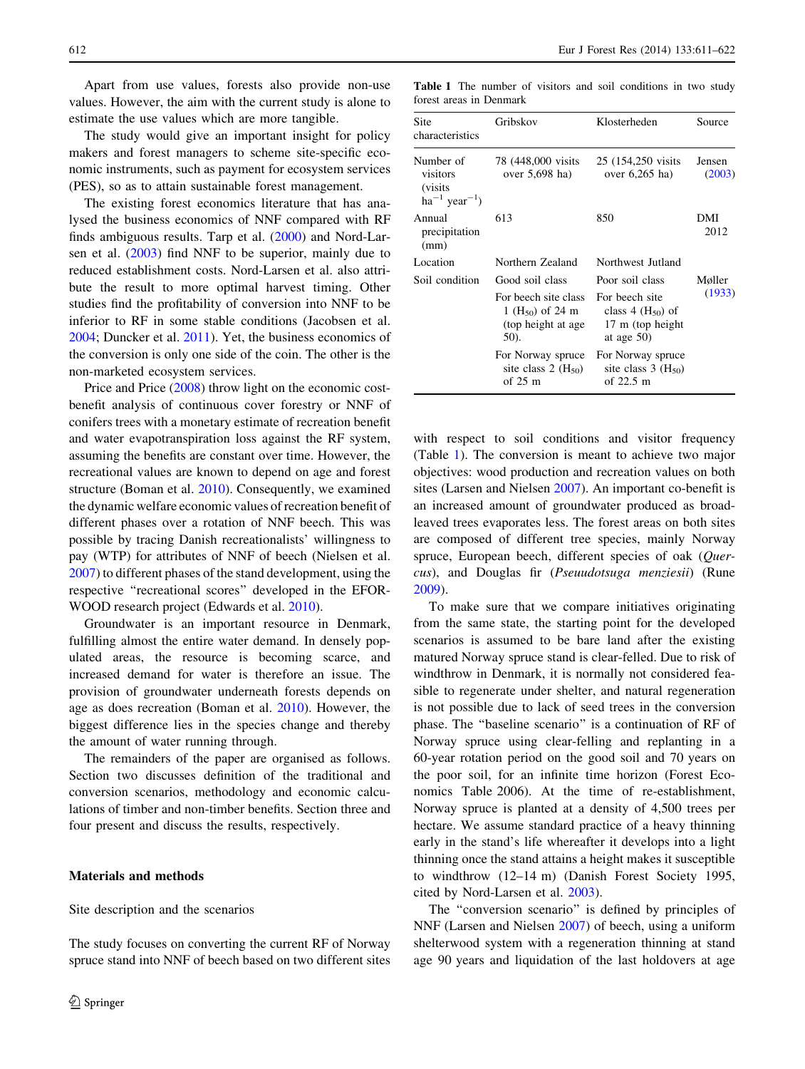Apart from use values, forests also provide non-use values. However, the aim with the current study is alone to estimate the use values which are more tangible.

The study would give an important insight for policy makers and forest managers to scheme site-specific economic instruments, such as payment for ecosystem services (PES), so as to attain sustainable forest management.

The existing forest economics literature that has analysed the business economics of NNF compared with RF finds ambiguous results. Tarp et al. (2000) and Nord-Larsen et al. (2003) find NNF to be superior, mainly due to reduced establishment costs. Nord-Larsen et al. also attribute the result to more optimal harvest timing. Other studies find the profitability of conversion into NNF to be inferior in some stable conditions (Jacobsen et al. 2004; Duncker et al. 2011). Yet, the business economics of the conversion is only one side of the coin. The other is the non-marketed ecosystem services.

Price and Price (2008) throw light on the economic cost-benefit analysis of continuous cover forestry or NNF of conifers trees with a monetary estimate of recreation benefit and water evapotranspiration loss against the RF system, assuming the benefits are constant over time. However, the recreational values are known to depend on age and forest structure (Boman et al. 2010). Consequently, we examined the dynamic welfare economic values of recreation benefit of different phases over a rotation of NNF beech. This was possible by tracing Danish recreationalists' willingness to pay (WTP) for attributes of NNF of beech (Nielsen et al. 2007) to different phases of the stand development, using the respective "recreational scores" developed in the EFORWOOD research project (Edwards et al. 2010).

Groundwater is an important resource in Denmark, fulfilling almost the entire water demand. In densely populated areas, the resource is becoming scarce, and increased demand for water is therefore an issue. The provision of groundwater underneath forests depends on age as does recreation (Boman et al. 2010). However, the biggest difference lies in the species change and thereby the amount of water running through.

The remainders of the paper are organised as follows. Section two discusses definition of the traditional and conversion scenarios, methodology and economic calculations of timber and non-timber benefits. Section three and four present and discuss the results, respectively.

## Materials and methods

### Site description and the scenarios

The study focuses on converting the current RF of Norway spruce stand into NNF of beech based on two different sites with respect to soil conditions and visitor frequency (Table 1). The conversion is meant to achieve two major objectives: wood production and recreation values on both sites (Larsen and Nielsen 2007). An important co-benefit is an increased amount of groundwater produced as broad-leaved trees evaporates less. The forest areas on both sites are composed of different tree species, mainly Norway spruce, European beech, different species of oak (*Quercus*), and Douglas fir (*Pseuudotsuga menziesii*) (Rune 2009).

**Table 1** The number of visitors and soil conditions in two study forest areas in Denmark

| Site characteristics | Gribskov | Klosterheden | Source |
|---|---|---|---|
| Number of visitors (visits $ha^{-1}$ $year^{-1}$) | 78 (448,000 visits over 5,698 ha) | 25 (154,250 visits over 6,265 ha) | Jensen (2003) |
| Annual precipitation (mm) | 613 | 850 | DMI 2012 |
| Location | Northern Zealand | Northwest Jutland | |
| Soil condition | Good soil class | Poor soil class | Møller (1933) |
| | For beech site class 1 ($H_{50}$) of 24 m (top height at age 50). | For beech site class 4 ($H_{50}$) of 17 m (top height at age 50) | |
| | For Norway spruce site class 2 ($H_{50}$) of 25 m | For Norway spruce site class 3 ($H_{50}$) of 22.5 m | |

To make sure that we compare initiatives originating from the same state, the starting point for the developed scenarios is assumed to be bare land after the existing matured Norway spruce stand is clear-felled. Due to risk of windthrow in Denmark, it is normally not considered feasible to regenerate under shelter, and natural regeneration is not possible due to lack of seed trees in the conversion phase. The "baseline scenario" is a continuation of RF of Norway spruce using clear-felling and replanting in a 60-year rotation period on the good soil and 70 years on the poor soil, for an infinite time horizon (Forest Economics Table 2006). At the time of re-establishment, Norway spruce is planted at a density of 4,500 trees per hectare. We assume standard practice of a heavy thinning early in the stand's life whereafter it develops into a light thinning once the stand attains a height makes it susceptible to windthrow (12–14 m) (Danish Forest Society 1995, cited by Nord-Larsen et al. 2003).

The "conversion scenario" is defined by principles of NNF (Larsen and Nielsen 2007) of beech, using a uniform shelterwood system with a regeneration thinning at stand age 90 years and liquidation of the last holdovers at age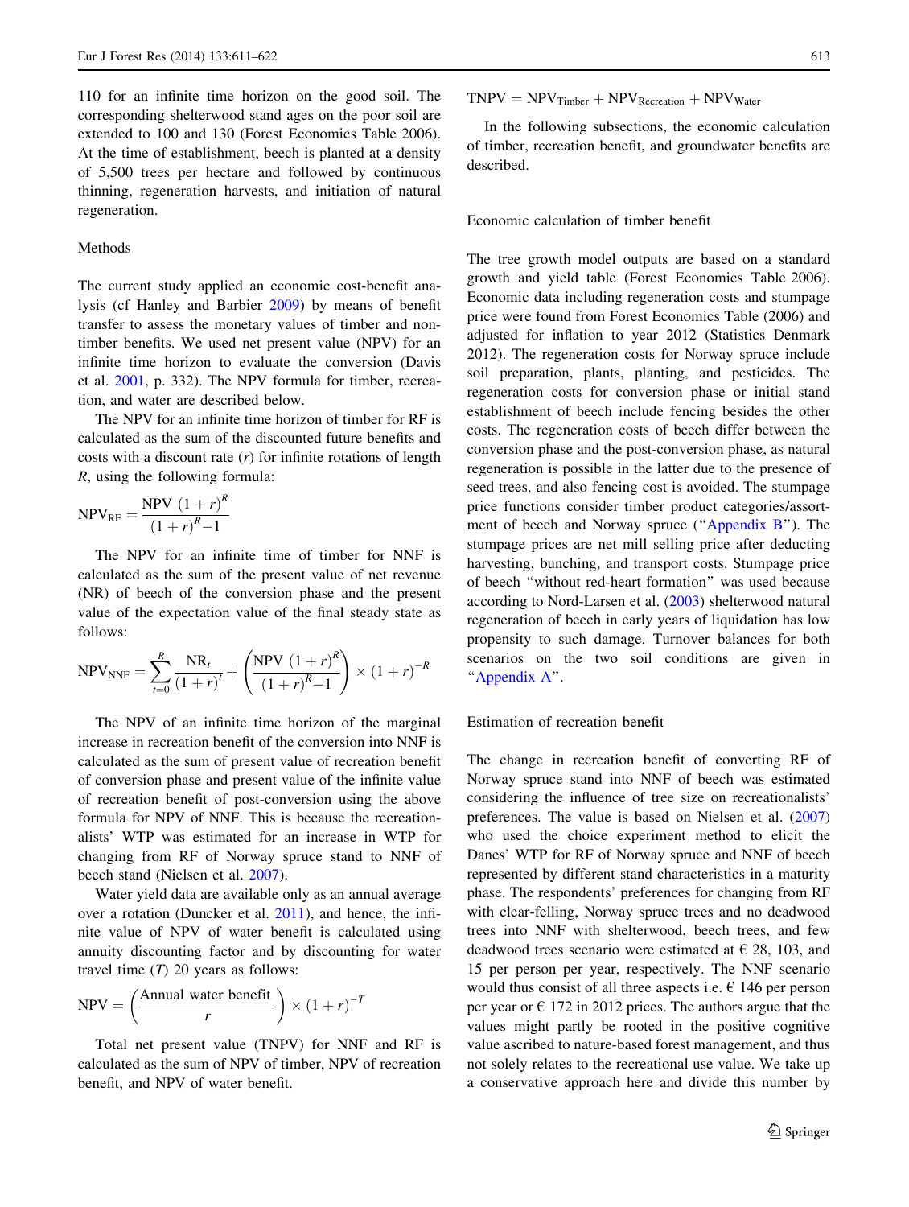110 for an infinite time horizon on the good soil. The corresponding shelterwood stand ages on the poor soil are extended to 100 and 130 (Forest Economics Table 2006). At the time of establishment, beech is planted at a density of 5,500 trees per hectare and followed by continuous thinning, regeneration harvests, and initiation of natural regeneration.

## Methods

The current study applied an economic cost-benefit analysis (cf Hanley and Barbier 2009) by means of benefit transfer to assess the monetary values of timber and non-timber benefits. We used net present value (NPV) for an infinite time horizon to evaluate the conversion (Davis et al. 2001, p. 332). The NPV formula for timber, recreation, and water are described below.

The NPV for an infinite time horizon of timber for RF is calculated as the sum of the discounted future benefits and costs with a discount rate ($r$) for infinite rotations of length $R$, using the following formula:

$$\mathrm{NPV_{RF}} = \frac{\mathrm{NPV}\ (1+r)^R}{(1+r)^R - 1}$$

The NPV for an infinite time of timber for NNF is calculated as the sum of the present value of net revenue (NR) of beech of the conversion phase and the present value of the expectation value of the final steady state as follows:

$$\mathrm{NPV_{NNF}} = \sum_{t=0}^{R} \frac{\mathrm{NR}_t}{(1+r)^t} + \left( \frac{\mathrm{NPV}\ (1+r)^R}{(1+r)^R - 1} \right) \times (1+r)^{-R}$$

The NPV of an infinite time horizon of the marginal increase in recreation benefit of the conversion into NNF is calculated as the sum of present value of recreation benefit of conversion phase and present value of the infinite value of recreation benefit of post-conversion using the above formula for NPV of NNF. This is because the recreationalists' WTP was estimated for an increase in WTP for changing from RF of Norway spruce stand to NNF of beech stand (Nielsen et al. 2007).

Water yield data are available only as an annual average over a rotation (Duncker et al. 2011), and hence, the infinite value of NPV of water benefit is calculated using annuity discounting factor and by discounting for water travel time ($T$) 20 years as follows:

$$\mathrm{NPV} = \left( \frac{\text{Annual water benefit}}{r} \right) \times (1+r)^{-T}$$

Total net present value (TNPV) for NNF and RF is calculated as the sum of NPV of timber, NPV of recreation benefit, and NPV of water benefit.

$$\mathrm{TNPV} = \mathrm{NPV_{Timber}} + \mathrm{NPV_{Recreation}} + \mathrm{NPV_{Water}}$$

In the following subsections, the economic calculation of timber, recreation benefit, and groundwater benefits are described.

### Economic calculation of timber benefit

The tree growth model outputs are based on a standard growth and yield table (Forest Economics Table 2006). Economic data including regeneration costs and stumpage price were found from Forest Economics Table (2006) and adjusted for inflation to year 2012 (Statistics Denmark 2012). The regeneration costs for Norway spruce include soil preparation, plants, planting, and pesticides. The regeneration costs for conversion phase or initial stand establishment of beech include fencing besides the other costs. The regeneration costs of beech differ between the conversion phase and the post-conversion phase, as natural regeneration is possible in the latter due to the presence of seed trees, and also fencing cost is avoided. The stumpage price functions consider timber product categories/assortment of beech and Norway spruce ("Appendix B"). The stumpage prices are net mill selling price after deducting harvesting, bunching, and transport costs. Stumpage price of beech "without red-heart formation" was used because according to Nord-Larsen et al. (2003) shelterwood natural regeneration of beech in early years of liquidation has low propensity to such damage. Turnover balances for both scenarios on the two soil conditions are given in "Appendix A".

### Estimation of recreation benefit

The change in recreation benefit of converting RF of Norway spruce stand into NNF of beech was estimated considering the influence of tree size on recreationalists' preferences. The value is based on Nielsen et al. (2007) who used the choice experiment method to elicit the Danes' WTP for RF of Norway spruce and NNF of beech represented by different stand characteristics in a maturity phase. The respondents' preferences for changing from RF with clear-felling, Norway spruce trees and no deadwood trees into NNF with shelterwood, beech trees, and few deadwood trees scenario were estimated at € 28, 103, and 15 per person per year, respectively. The NNF scenario would thus consist of all three aspects i.e. € 146 per person per year or € 172 in 2012 prices. The authors argue that the values might partly be rooted in the positive cognitive value ascribed to nature-based forest management, and thus not solely relates to the recreational use value. We take up a conservative approach here and divide this number by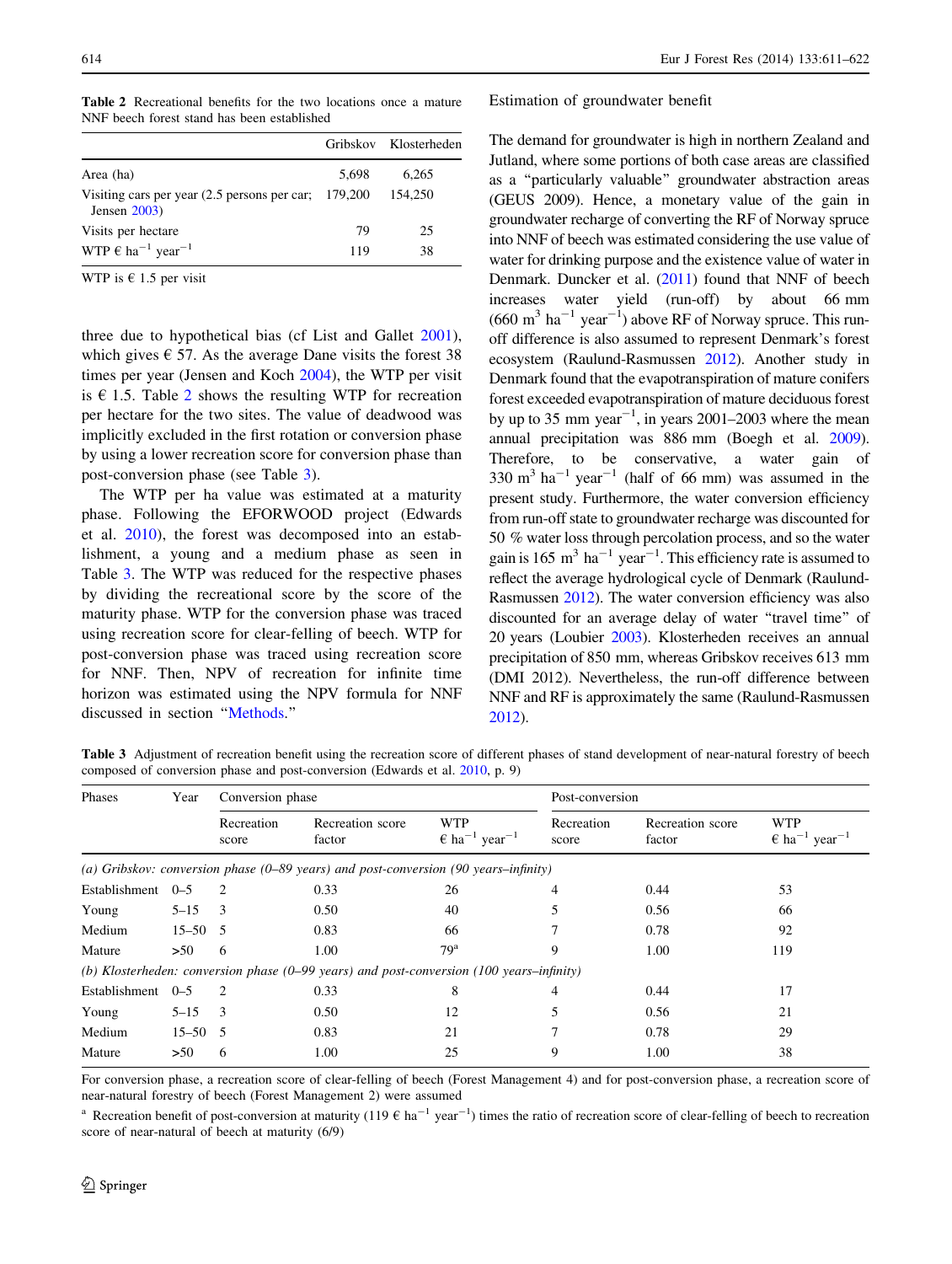**Table 2** Recreational benefits for the two locations once a mature NNF beech forest stand has been established

| | Gribskov | Klosterheden |
|---|---|---|
| Area (ha) | 5,698 | 6,265 |
| Visiting cars per year (2.5 persons per car; Jensen 2003) | 179,200 | 154,250 |
| Visits per hectare | 79 | 25 |
| WTP € $ha^{-1}$ $year^{-1}$ | 119 | 38 |

WTP is € 1.5 per visit

three due to hypothetical bias (cf List and Gallet 2001), which gives € 57. As the average Dane visits the forest 38 times per year (Jensen and Koch 2004), the WTP per visit is € 1.5. Table 2 shows the resulting WTP for recreation per hectare for the two sites. The value of deadwood was implicitly excluded in the first rotation or conversion phase by using a lower recreation score for conversion phase than post-conversion phase (see Table 3).

The WTP per ha value was estimated at a maturity phase. Following the EFORWOOD project (Edwards et al. 2010), the forest was decomposed into an establishment, a young and a medium phase as seen in Table 3. The WTP was reduced for the respective phases by dividing the recreational score by the score of the maturity phase. WTP for the conversion phase was traced using recreation score for clear-felling of beech. WTP for post-conversion phase was traced using recreation score for NNF. Then, NPV of recreation for infinite time horizon was estimated using the NPV formula for NNF discussed in section "Methods."

## Estimation of groundwater benefit

The demand for groundwater is high in northern Zealand and Jutland, where some portions of both case areas are classified as a "particularly valuable" groundwater abstraction areas (GEUS 2009). Hence, a monetary value of the gain in groundwater recharge of converting the RF of Norway spruce into NNF of beech was estimated considering the use value of water for drinking purpose and the existence value of water in Denmark. Duncker et al. (2011) found that NNF of beech increases water yield (run-off) by about 66 mm (660 $m^3$ $ha^{-1}$ $year^{-1}$) above RF of Norway spruce. This run-off difference is also assumed to represent Denmark's forest ecosystem (Raulund-Rasmussen 2012). Another study in Denmark found that the evapotranspiration of mature conifers forest exceeded evapotranspiration of mature deciduous forest by up to 35 mm $year^{-1}$, in years 2001–2003 where the mean annual precipitation was 886 mm (Boegh et al. 2009). Therefore, to be conservative, a water gain of 330 $m^3$ $ha^{-1}$ $year^{-1}$ (half of 66 mm) was assumed in the present study. Furthermore, the water conversion efficiency from run-off state to groundwater recharge was discounted for 50 % water loss through percolation process, and so the water gain is 165 $m^3$ $ha^{-1}$ $year^{-1}$. This efficiency rate is assumed to reflect the average hydrological cycle of Denmark (Raulund-Rasmussen 2012). The water conversion efficiency was also discounted for an average delay of water "travel time" of 20 years (Loubier 2003). Klosterheden receives an annual precipitation of 850 mm, whereas Gribskov receives 613 mm (DMI 2012). Nevertheless, the run-off difference between NNF and RF is approximately the same (Raulund-Rasmussen 2012).

**Table 3** Adjustment of recreation benefit using the recreation score of different phases of stand development of near-natural forestry of beech composed of conversion phase and post-conversion (Edwards et al. 2010, p. 9)

| Phases | Year | Conversion phase | | | Post-conversion | | |
|---|---|---|---|---|---|---|---|
| | | Recreation score | Recreation score factor | WTP € $ha^{-1}$ $year^{-1}$ | Recreation score | Recreation score factor | WTP € $ha^{-1}$ $year^{-1}$ |
| *(a) Gribskov: conversion phase (0–89 years) and post-conversion (90 years–infinity)* | | | | | | | |
| Establishment | 0–5 | 2 | 0.33 | 26 | 4 | 0.44 | 53 |
| Young | 5–15 | 3 | 0.50 | 40 | 5 | 0.56 | 66 |
| Medium | 15–50 | 5 | 0.83 | 66 | 7 | 0.78 | 92 |
| Mature | >50 | 6 | 1.00 | 79[a] | 9 | 1.00 | 119 |
| *(b) Klosterheden: conversion phase (0–99 years) and post-conversion (100 years–infinity)* | | | | | | | |
| Establishment | 0–5 | 2 | 0.33 | 8 | 4 | 0.44 | 17 |
| Young | 5–15 | 3 | 0.50 | 12 | 5 | 0.56 | 21 |
| Medium | 15–50 | 5 | 0.83 | 21 | 7 | 0.78 | 29 |
| Mature | >50 | 6 | 1.00 | 25 | 9 | 1.00 | 38 |

For conversion phase, a recreation score of clear-felling of beech (Forest Management 4) and for post-conversion phase, a recreation score of near-natural forestry of beech (Forest Management 2) were assumed

[a] Recreation benefit of post-conversion at maturity (119 € $ha^{-1}$ $year^{-1}$) times the ratio of recreation score of clear-felling of beech to recreation score of near-natural of beech at maturity (6/9)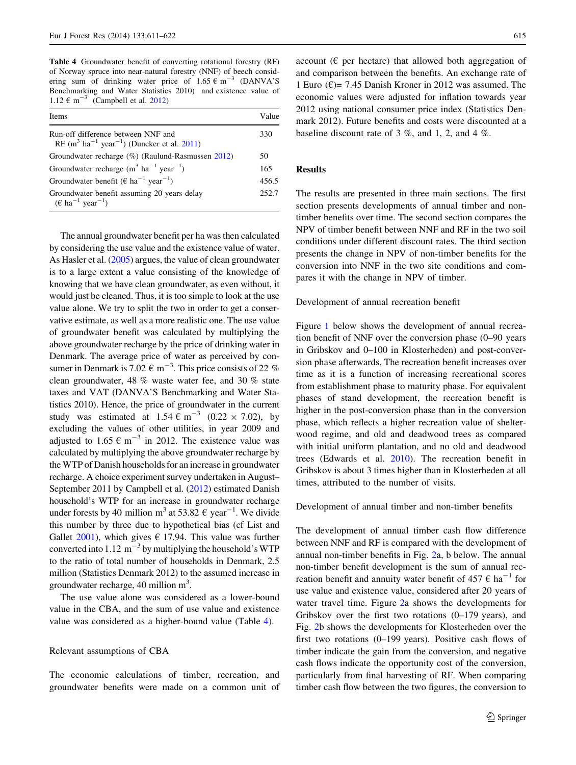**Table 4** Groundwater benefit of converting rotational forestry (RF) of Norway spruce into near-natural forestry (NNF) of beech considering sum of drinking water price of 1.65 € $m^{-3}$ (DANVA'S Benchmarking and Water Statistics 2010) and existence value of 1.12 € $m^{-3}$ (Campbell et al. 2012)

| Items | Value |
|---|---|
| Run-off difference between NNF and RF ($m^3$ $ha^{-1}$ $year^{-1}$) (Duncker et al. 2011) | 330 |
| Groundwater recharge (%) (Raulund-Rasmussen 2012) | 50 |
| Groundwater recharge ($m^3$ $ha^{-1}$ $year^{-1}$) | 165 |
| Groundwater benefit (€ $ha^{-1}$ $year^{-1}$) | 456.5 |
| Groundwater benefit assuming 20 years delay (€ $ha^{-1}$ $year^{-1}$) | 252.7 |

The annual groundwater benefit per ha was then calculated by considering the use value and the existence value of water. As Hasler et al. (2005) argues, the value of clean groundwater is to a large extent a value consisting of the knowledge of knowing that we have clean groundwater, as even without, it would just be cleaned. Thus, it is too simple to look at the use value alone. We try to split the two in order to get a conservative estimate, as well as a more realistic one. The use value of groundwater benefit was calculated by multiplying the above groundwater recharge by the price of drinking water in Denmark. The average price of water as perceived by consumer in Denmark is 7.02 € $m^{-3}$. This price consists of 22 % clean groundwater, 48 % waste water fee, and 30 % state taxes and VAT (DANVA'S Benchmarking and Water Statistics 2010). Hence, the price of groundwater in the current study was estimated at 1.54 € $m^{-3}$ (0.22 × 7.02), by excluding the values of other utilities, in year 2009 and adjusted to 1.65 € $m^{-3}$ in 2012. The existence value was calculated by multiplying the above groundwater recharge by the WTP of Danish households for an increase in groundwater recharge. A choice experiment survey undertaken in August–September 2011 by Campbell et al. (2012) estimated Danish household's WTP for an increase in groundwater recharge under forests by 40 million $m^3$ at 53.82 € $year^{-1}$. We divide this number by three due to hypothetical bias (cf List and Gallet 2001), which gives € 17.94. This value was further converted into 1.12 $m^{-3}$ by multiplying the household's WTP to the ratio of total number of households in Denmark, 2.5 million (Statistics Denmark 2012) to the assumed increase in groundwater recharge, 40 million $m^3$.

The use value alone was considered as a lower-bound value in the CBA, and the sum of use value and existence value was considered as a higher-bound value (Table 4).

### Relevant assumptions of CBA

The economic calculations of timber, recreation, and groundwater benefits were made on a common unit of account (€ per hectare) that allowed both aggregation of and comparison between the benefits. An exchange rate of 1 Euro (€)= 7.45 Danish Kroner in 2012 was assumed. The economic values were adjusted for inflation towards year 2012 using national consumer price index (Statistics Denmark 2012). Future benefits and costs were discounted at a baseline discount rate of 3 %, and 1, 2, and 4 %.

## Results

The results are presented in three main sections. The first section presents developments of annual timber and non-timber benefits over time. The second section compares the NPV of timber benefit between NNF and RF in the two soil conditions under different discount rates. The third section presents the change in NPV of non-timber benefits for the conversion into NNF in the two site conditions and compares it with the change in NPV of timber.

### Development of annual recreation benefit

Figure 1 below shows the development of annual recreation benefit of NNF over the conversion phase (0–90 years in Gribskov and 0–100 in Klosterheden) and post-conversion phase afterwards. The recreation benefit increases over time as it is a function of increasing recreational scores from establishment phase to maturity phase. For equivalent phases of stand development, the recreation benefit is higher in the post-conversion phase than in the conversion phase, which reflects a higher recreation value of shelterwood regime, and old and deadwood trees as compared with initial uniform plantation, and no old and deadwood trees (Edwards et al. 2010). The recreation benefit in Gribskov is about 3 times higher than in Klosterheden at all times, attributed to the number of visits.

### Development of annual timber and non-timber benefits

The development of annual timber cash flow difference between NNF and RF is compared with the development of annual non-timber benefits in Fig. 2a, b below. The annual non-timber benefit development is the sum of annual recreation benefit and annuity water benefit of 457 € $ha^{-1}$ for use value and existence value, considered after 20 years of water travel time. Figure 2a shows the developments for Gribskov over the first two rotations (0–179 years), and Fig. 2b shows the developments for Klosterheden over the first two rotations (0–199 years). Positive cash flows of timber indicate the gain from the conversion, and negative cash flows indicate the opportunity cost of the conversion, particularly from final harvesting of RF. When comparing timber cash flow between the two figures, the conversion to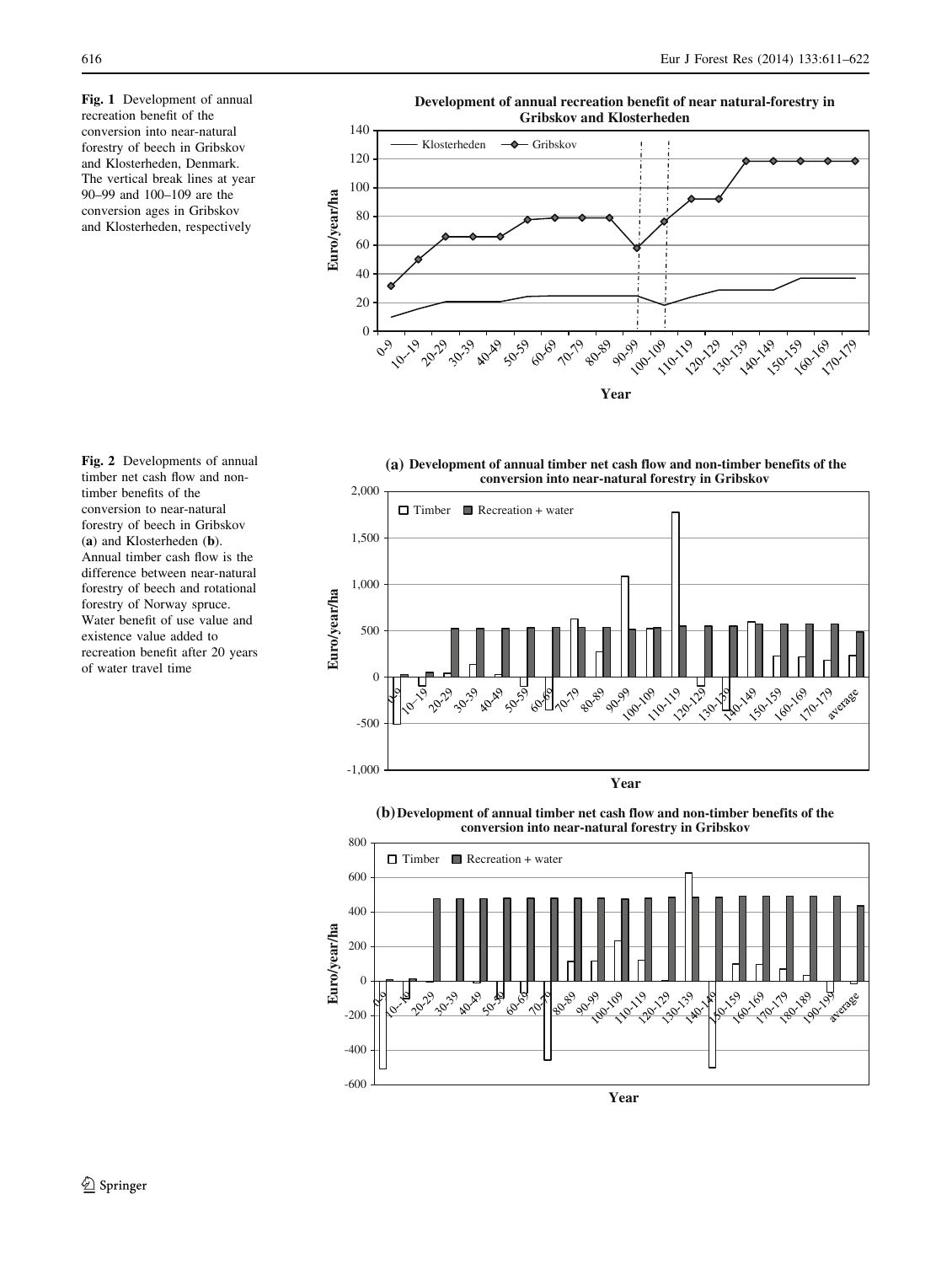**Fig. 1** Development of annual recreation benefit of the conversion into near-natural forestry of beech in Gribskov and Klosterheden, Denmark. The vertical break lines at year 90–99 and 100–109 are the conversion ages in Gribskov and Klosterheden, respectively

**Fig. 2** Developments of annual timber net cash flow and non-timber benefits of the conversion to near-natural forestry of beech in Gribskov (**a**) and Klosterheden (**b**). Annual timber cash flow is the difference between near-natural forestry of beech and rotational forestry of Norway spruce. Water benefit of use value and existence value added to recreation benefit after 20 years of water travel time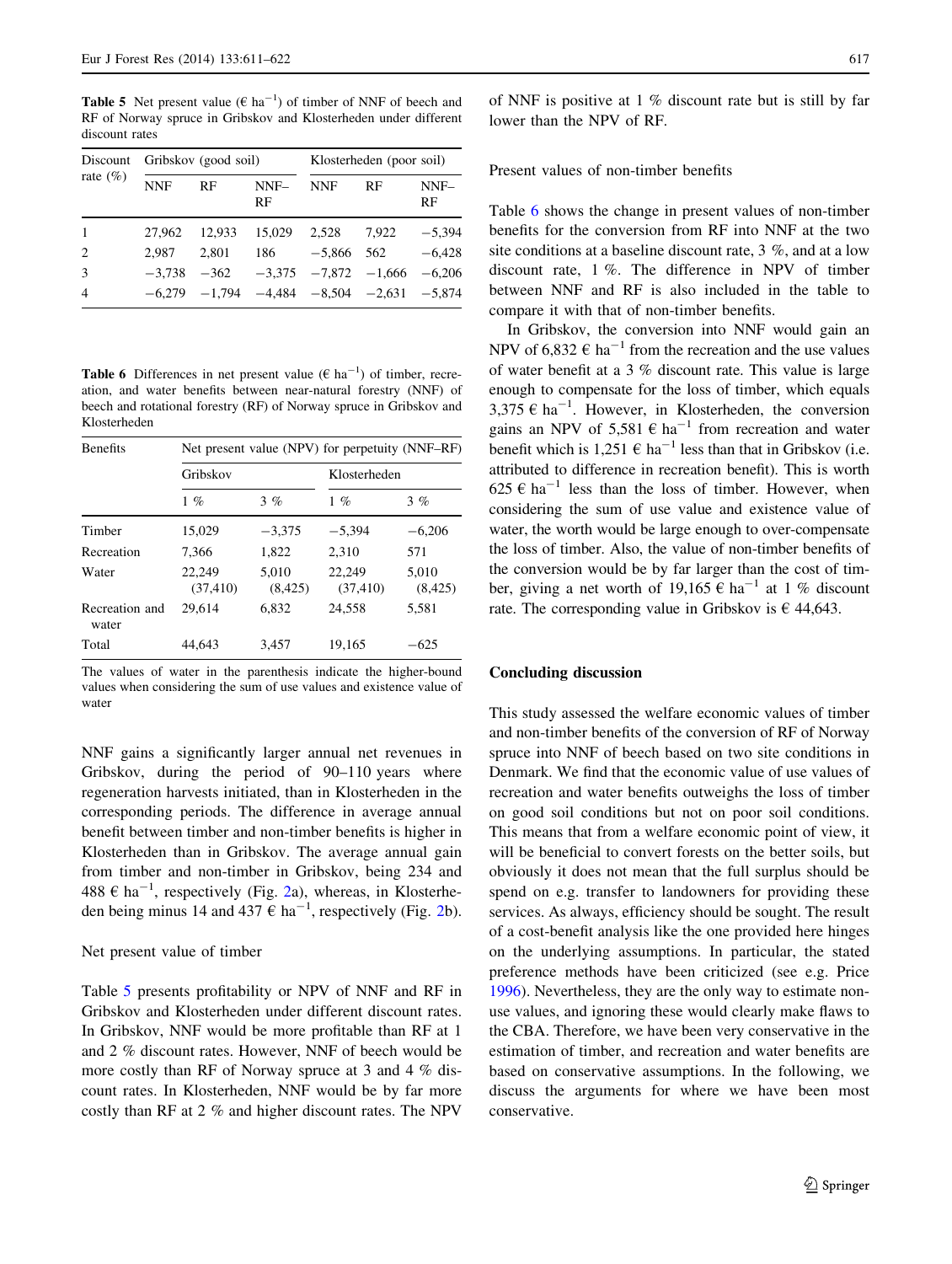**Table 5** Net present value (€ ha$^{-1}$) of timber of NNF of beech and RF of Norway spruce in Gribskov and Klosterheden under different discount rates

| Discount rate (%) | Gribskov (good soil) | | | Klosterheden (poor soil) | | |
|---|---|---|---|---|---|---|
| | NNF | RF | NNF–RF | NNF | RF | NNF–RF |
| 1 | 27,962 | 12,933 | 15,029 | 2,528 | 7,922 | −5,394 |
| 2 | 2,987 | 2,801 | 186 | −5,866 | 562 | −6,428 |
| 3 | −3,738 | −362 | −3,375 | −7,872 | −1,666 | −6,206 |
| 4 | −6,279 | −1,794 | −4,484 | −8,504 | −2,631 | −5,874 |

**Table 6** Differences in net present value (€ ha$^{-1}$) of timber, recreation, and water benefits between near-natural forestry (NNF) of beech and rotational forestry (RF) of Norway spruce in Gribskov and Klosterheden

| Benefits | Net present value (NPV) for perpetuity (NNF–RF) | | | |
|---|---|---|---|---|
| | Gribskov | | Klosterheden | |
| | 1 % | 3 % | 1 % | 3 % |
| Timber | 15,029 | −3,375 | −5,394 | −6,206 |
| Recreation | 7,366 | 1,822 | 2,310 | 571 |
| Water | 22,249 (37,410) | 5,010 (8,425) | 22,249 (37,410) | 5,010 (8,425) |
| Recreation and water | 29,614 | 6,832 | 24,558 | 5,581 |
| Total | 44,643 | 3,457 | 19,165 | −625 |

The values of water in the parenthesis indicate the higher-bound values when considering the sum of use values and existence value of water

NNF gains a significantly larger annual net revenues in Gribskov, during the period of 90–110 years where regeneration harvests initiated, than in Klosterheden in the corresponding periods. The difference in average annual benefit between timber and non-timber benefits is higher in Klosterheden than in Gribskov. The average annual gain from timber and non-timber in Gribskov, being 234 and 488 € ha$^{-1}$, respectively (Fig. 2a), whereas, in Klosterheden being minus 14 and 437 € ha$^{-1}$, respectively (Fig. 2b).

### Net present value of timber

Table 5 presents profitability or NPV of NNF and RF in Gribskov and Klosterheden under different discount rates. In Gribskov, NNF would be more profitable than RF at 1 and 2 % discount rates. However, NNF of beech would be more costly than RF of Norway spruce at 3 and 4 % discount rates. In Klosterheden, NNF would be by far more costly than RF at 2 % and higher discount rates. The NPV of NNF is positive at 1 % discount rate but is still by far lower than the NPV of RF.

### Present values of non-timber benefits

Table 6 shows the change in present values of non-timber benefits for the conversion from RF into NNF at the two site conditions at a baseline discount rate, 3 %, and at a low discount rate, 1 %. The difference in NPV of timber between NNF and RF is also included in the table to compare it with that of non-timber benefits.

In Gribskov, the conversion into NNF would gain an NPV of 6,832 € ha$^{-1}$ from the recreation and the use values of water benefit at a 3 % discount rate. This value is large enough to compensate for the loss of timber, which equals 3,375 € ha$^{-1}$. However, in Klosterheden, the conversion gains an NPV of 5,581 € ha$^{-1}$ from recreation and water benefit which is 1,251 € ha$^{-1}$ less than that in Gribskov (i.e. attributed to difference in recreation benefit). This is worth 625 € ha$^{-1}$ less than the loss of timber. However, when considering the sum of use value and existence value of water, the worth would be large enough to over-compensate the loss of timber. Also, the value of non-timber benefits of the conversion would be by far larger than the cost of timber, giving a net worth of 19,165 € ha$^{-1}$ at 1 % discount rate. The corresponding value in Gribskov is € 44,643.

## Concluding discussion

This study assessed the welfare economic values of timber and non-timber benefits of the conversion of RF of Norway spruce into NNF of beech based on two site conditions in Denmark. We find that the economic value of use values of recreation and water benefits outweighs the loss of timber on good soil conditions but not on poor soil conditions. This means that from a welfare economic point of view, it will be beneficial to convert forests on the better soils, but obviously it does not mean that the full surplus should be spend on e.g. transfer to landowners for providing these services. As always, efficiency should be sought. The result of a cost-benefit analysis like the one provided here hinges on the underlying assumptions. In particular, the stated preference methods have been criticized (see e.g. Price 1996). Nevertheless, they are the only way to estimate non-use values, and ignoring these would clearly make flaws to the CBA. Therefore, we have been very conservative in the estimation of timber, and recreation and water benefits are based on conservative assumptions. In the following, we discuss the arguments for where we have been most conservative.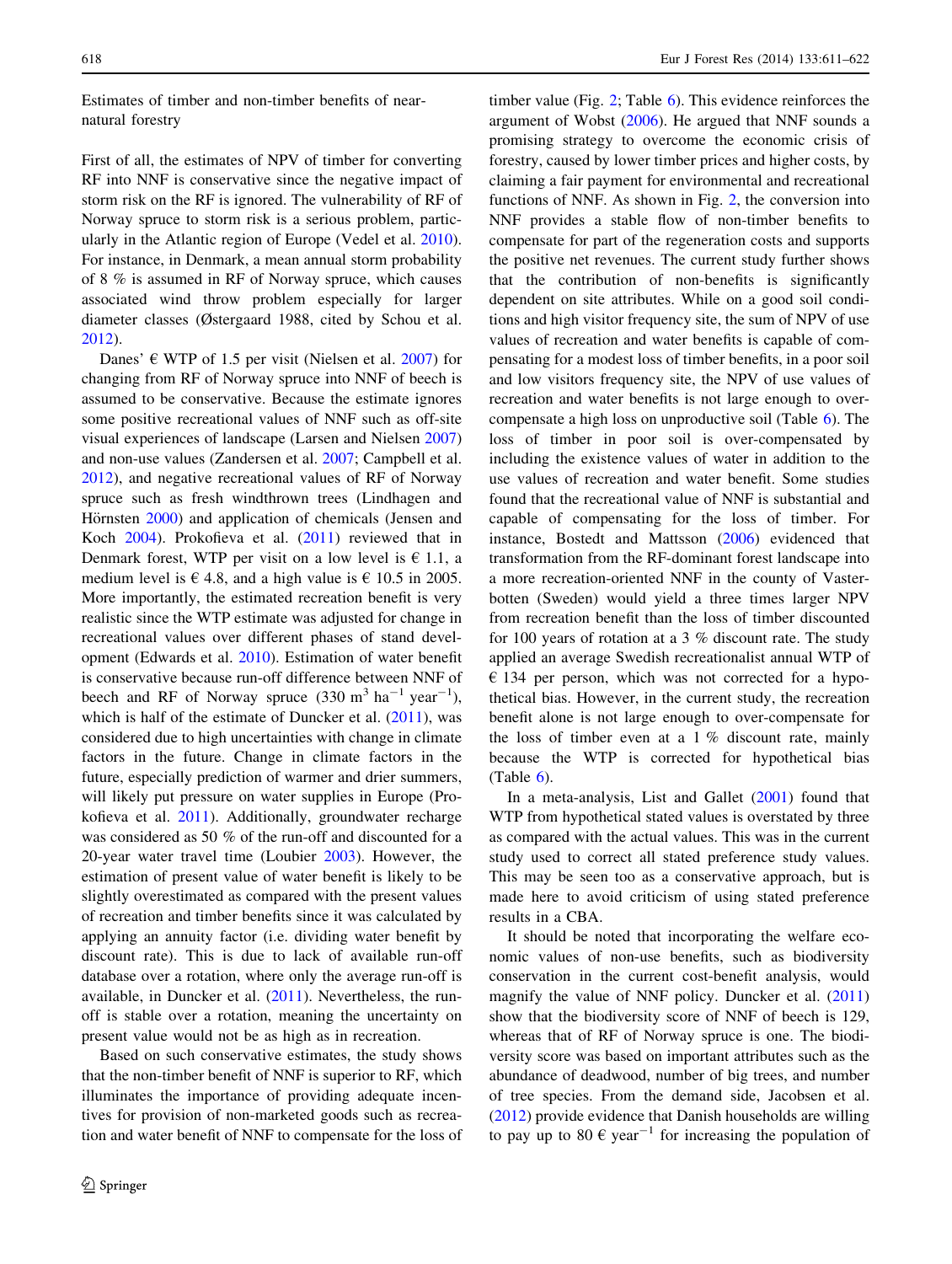### Estimates of timber and non-timber benefits of near-natural forestry

First of all, the estimates of NPV of timber for converting RF into NNF is conservative since the negative impact of storm risk on the RF is ignored. The vulnerability of RF of Norway spruce to storm risk is a serious problem, particularly in the Atlantic region of Europe (Vedel et al. 2010). For instance, in Denmark, a mean annual storm probability of 8 % is assumed in RF of Norway spruce, which causes associated wind throw problem especially for larger diameter classes (Østergaard 1988, cited by Schou et al. 2012).

Danes' € WTP of 1.5 per visit (Nielsen et al. 2007) for changing from RF of Norway spruce into NNF of beech is assumed to be conservative. Because the estimate ignores some positive recreational values of NNF such as off-site visual experiences of landscape (Larsen and Nielsen 2007) and non-use values (Zandersen et al. 2007; Campbell et al. 2012), and negative recreational values of RF of Norway spruce such as fresh windthrown trees (Lindhagen and Hörnsten 2000) and application of chemicals (Jensen and Koch 2004). Prokofieva et al. (2011) reviewed that in Denmark forest, WTP per visit on a low level is € 1.1, a medium level is € 4.8, and a high value is € 10.5 in 2005. More importantly, the estimated recreation benefit is very realistic since the WTP estimate was adjusted for change in recreational values over different phases of stand development (Edwards et al. 2010). Estimation of water benefit is conservative because run-off difference between NNF of beech and RF of Norway spruce (330 $m^3$ $ha^{-1}$ $year^{-1}$), which is half of the estimate of Duncker et al. (2011), was considered due to high uncertainties with change in climate factors in the future. Change in climate factors in the future, especially prediction of warmer and drier summers, will likely put pressure on water supplies in Europe (Prokofieva et al. 2011). Additionally, groundwater recharge was considered as 50 % of the run-off and discounted for a 20-year water travel time (Loubier 2003). However, the estimation of present value of water benefit is likely to be slightly overestimated as compared with the present values of recreation and timber benefits since it was calculated by applying an annuity factor (i.e. dividing water benefit by discount rate). This is due to lack of available run-off database over a rotation, where only the average run-off is available, in Duncker et al. (2011). Nevertheless, the run-off is stable over a rotation, meaning the uncertainty on present value would not be as high as in recreation.

Based on such conservative estimates, the study shows that the non-timber benefit of NNF is superior to RF, which illuminates the importance of providing adequate incentives for provision of non-marketed goods such as recreation and water benefit of NNF to compensate for the loss of timber value (Fig. 2; Table 6). This evidence reinforces the argument of Wobst (2006). He argued that NNF sounds a promising strategy to overcome the economic crisis of forestry, caused by lower timber prices and higher costs, by claiming a fair payment for environmental and recreational functions of NNF. As shown in Fig. 2, the conversion into NNF provides a stable flow of non-timber benefits to compensate for part of the regeneration costs and supports the positive net revenues. The current study further shows that the contribution of non-benefits is significantly dependent on site attributes. While on a good soil conditions and high visitor frequency site, the sum of NPV of use values of recreation and water benefits is capable of compensating for a modest loss of timber benefits, in a poor soil and low visitors frequency site, the NPV of use values of recreation and water benefits is not large enough to overcompensate a high loss on unproductive soil (Table 6). The loss of timber in poor soil is over-compensated by including the existence values of water in addition to the use values of recreation and water benefit. Some studies found that the recreational value of NNF is substantial and capable of compensating for the loss of timber. For instance, Bostedt and Mattsson (2006) evidenced that transformation from the RF-dominant forest landscape into a more recreation-oriented NNF in the county of Vasterbotten (Sweden) would yield a three times larger NPV from recreation benefit than the loss of timber discounted for 100 years of rotation at a 3 % discount rate. The study applied an average Swedish recreationalist annual WTP of € 134 per person, which was not corrected for a hypothetical bias. However, in the current study, the recreation benefit alone is not large enough to over-compensate for the loss of timber even at a 1 % discount rate, mainly because the WTP is corrected for hypothetical bias (Table 6).

In a meta-analysis, List and Gallet (2001) found that WTP from hypothetical stated values is overstated by three as compared with the actual values. This was in the current study used to correct all stated preference study values. This may be seen too as a conservative approach, but is made here to avoid criticism of using stated preference results in a CBA.

It should be noted that incorporating the welfare economic values of non-use benefits, such as biodiversity conservation in the current cost-benefit analysis, would magnify the value of NNF policy. Duncker et al. (2011) show that the biodiversity score of NNF of beech is 129, whereas that of RF of Norway spruce is one. The biodiversity score was based on important attributes such as the abundance of deadwood, number of big trees, and number of tree species. From the demand side, Jacobsen et al. (2012) provide evidence that Danish households are willing to pay up to 80 € $year^{-1}$ for increasing the population of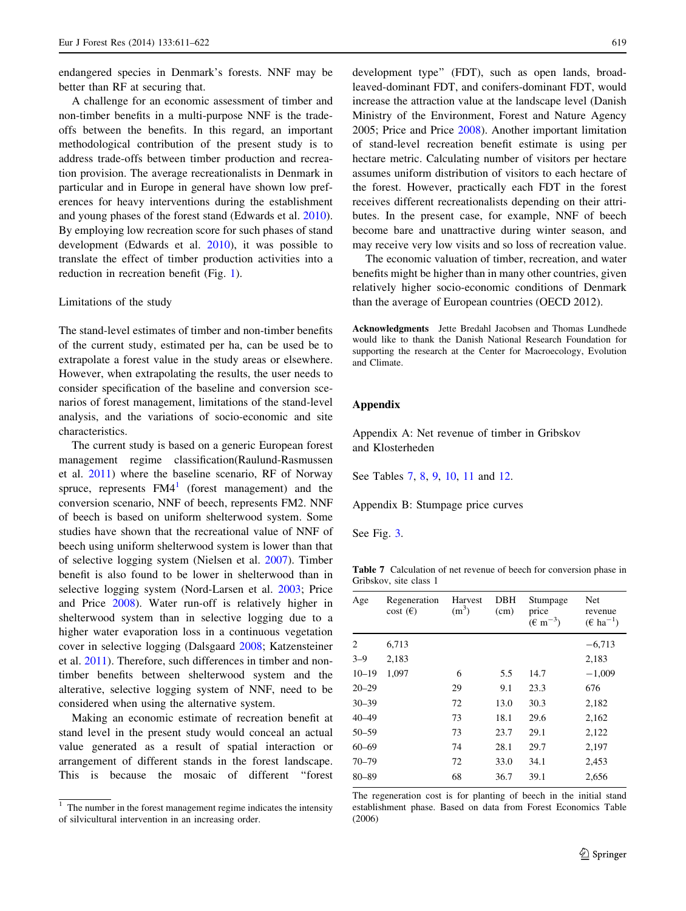endangered species in Denmark's forests. NNF may be better than RF at securing that.

A challenge for an economic assessment of timber and non-timber benefits in a multi-purpose NNF is the trade-offs between the benefits. In this regard, an important methodological contribution of the present study is to address trade-offs between timber production and recreation provision. The average recreationalists in Denmark in particular and in Europe in general have shown low preferences for heavy interventions during the establishment and young phases of the forest stand (Edwards et al. 2010). By employing low recreation score for such phases of stand development (Edwards et al. 2010), it was possible to translate the effect of timber production activities into a reduction in recreation benefit (Fig. 1).

### Limitations of the study

The stand-level estimates of timber and non-timber benefits of the current study, estimated per ha, can be used to extrapolate a forest value in the study areas or elsewhere. However, when extrapolating the results, the user needs to consider specification of the baseline and conversion scenarios of forest management, limitations of the stand-level analysis, and the variations of socio-economic and site characteristics.

The current study is based on a generic European forest management regime classification(Raulund-Rasmussen et al. 2011) where the baseline scenario, RF of Norway spruce, represents FM4[1] (forest management) and the conversion scenario, NNF of beech, represents FM2. NNF of beech is based on uniform shelterwood system. Some studies have shown that the recreational value of NNF of beech using uniform shelterwood system is lower than that of selective logging system (Nielsen et al. 2007). Timber benefit is also found to be lower in shelterwood than in selective logging system (Nord-Larsen et al. 2003; Price and Price 2008). Water run-off is relatively higher in shelterwood system than in selective logging due to a higher water evaporation loss in a continuous vegetation cover in selective logging (Dalsgaard 2008; Katzensteiner et al. 2011). Therefore, such differences in timber and non-timber benefits between shelterwood system and the alterative, selective logging system of NNF, need to be considered when using the alternative system.

Making an economic estimate of recreation benefit at stand level in the present study would conceal an actual value generated as a result of spatial interaction or arrangement of different stands in the forest landscape. This is because the mosaic of different "forest development type" (FDT), such as open lands, broadleaved-dominant FDT, and conifers-dominant FDT, would increase the attraction value at the landscape level (Danish Ministry of the Environment, Forest and Nature Agency 2005; Price and Price 2008). Another important limitation of stand-level recreation benefit estimate is using per hectare metric. Calculating number of visitors per hectare assumes uniform distribution of visitors to each hectare of the forest. However, practically each FDT in the forest receives different recreationalists depending on their attributes. In the present case, for example, NNF of beech become bare and unattractive during winter season, and may receive very low visits and so loss of recreation value.

The economic valuation of timber, recreation, and water benefits might be higher than in many other countries, given relatively higher socio-economic conditions of Denmark than the average of European countries (OECD 2012).

[1] The number in the forest management regime indicates the intensity of silvicultural intervention in an increasing order.

**Acknowledgments** Jette Bredahl Jacobsen and Thomas Lundhede would like to thank the Danish National Research Foundation for supporting the research at the Center for Macroecology, Evolution and Climate.

## Appendix

Appendix A: Net revenue of timber in Gribskov and Klosterheden

See Tables 7, 8, 9, 10, 11 and 12.

Appendix B: Stumpage price curves

See Fig. 3.

**Table 7** Calculation of net revenue of beech for conversion phase in Gribskov, site class 1

| Age | Regeneration cost (€) | Harvest ($m^3$) | DBH (cm) | Stumpage price (€ $m^{-3}$) | Net revenue (€ $ha^{-1}$) |
|---|---|---|---|---|---|
| 2 | 6,713 | | | | −6,713 |
| 3–9 | 2,183 | | | | 2,183 |
| 10–19 | 1,097 | 6 | 5.5 | 14.7 | −1,009 |
| 20–29 | | 29 | 9.1 | 23.3 | 676 |
| 30–39 | | 72 | 13.0 | 30.3 | 2,182 |
| 40–49 | | 73 | 18.1 | 29.6 | 2,162 |
| 50–59 | | 73 | 23.7 | 29.1 | 2,122 |
| 60–69 | | 74 | 28.1 | 29.7 | 2,197 |
| 70–79 | | 72 | 33.0 | 34.1 | 2,453 |
| 80–89 | | 68 | 36.7 | 39.1 | 2,656 |

The regeneration cost is for planting of beech in the initial stand establishment phase. Based on data from Forest Economics Table (2006)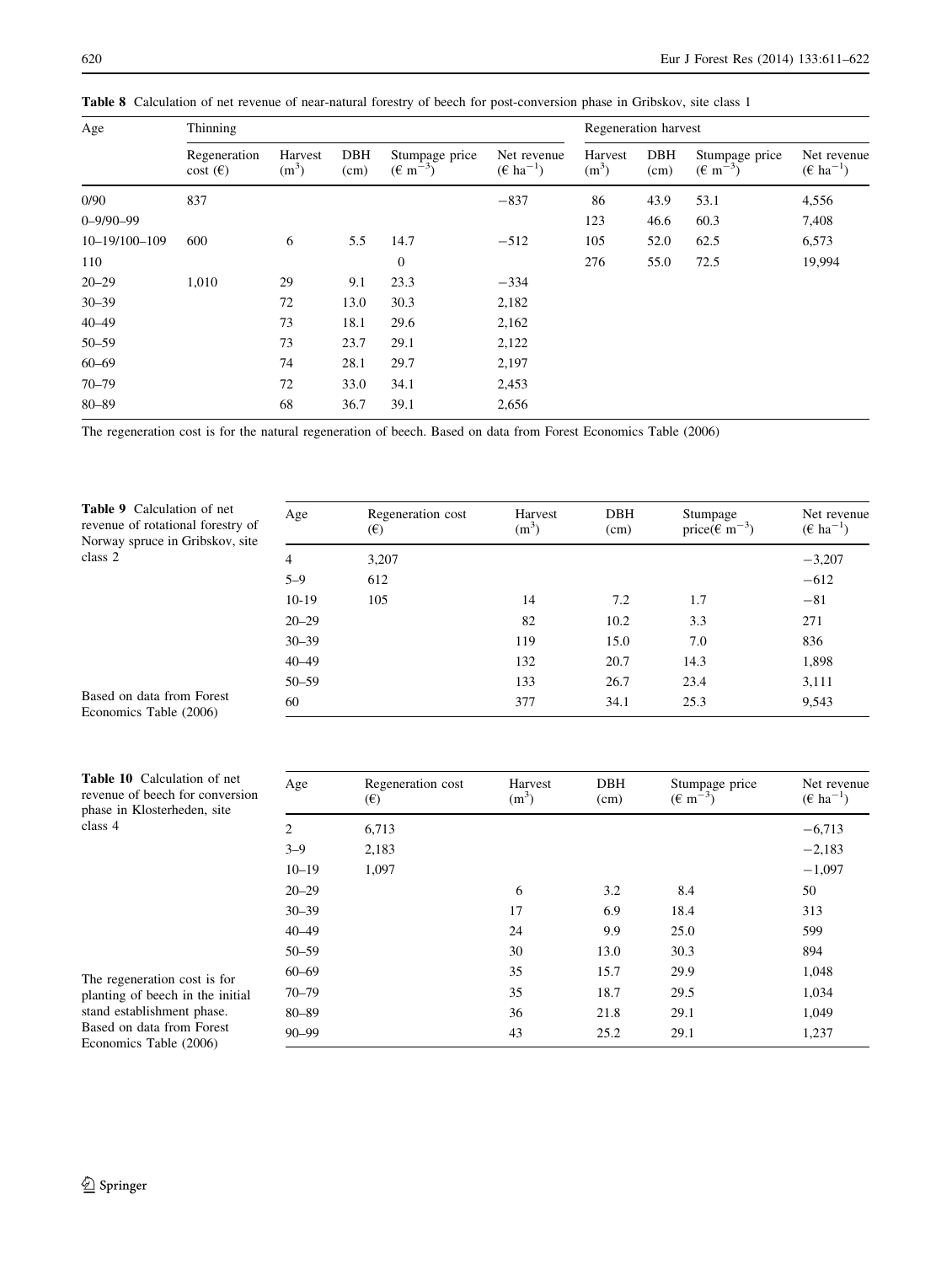**Table 8** Calculation of net revenue of near-natural forestry of beech for post-conversion phase in Gribskov, site class 1

| Age | Thinning | | | | | Regeneration harvest | | | |
|---|---|---|---|---|---|---|---|---|---|
| | Regeneration cost (€) | Harvest ($m^3$) | DBH (cm) | Stumpage price (€ $m^{-3}$) | Net revenue (€ $ha^{-1}$) | Harvest ($m^3$) | DBH (cm) | Stumpage price (€ $m^{-3}$) | Net revenue (€ $ha^{-1}$) |
| 0/90 | 837 | | | | −837 | 86 | 43.9 | 53.1 | 4,556 |
| 0–9/90–99 | | | | | | 123 | 46.6 | 60.3 | 7,408 |
| 10–19/100–109 | 600 | 6 | 5.5 | 14.7 | −512 | 105 | 52.0 | 62.5 | 6,573 |
| 110 | | | | 0 | | 276 | 55.0 | 72.5 | 19,994 |
| 20–29 | 1,010 | 29 | 9.1 | 23.3 | −334 | | | | |
| 30–39 | | 72 | 13.0 | 30.3 | 2,182 | | | | |
| 40–49 | | 73 | 18.1 | 29.6 | 2,162 | | | | |
| 50–59 | | 73 | 23.7 | 29.1 | 2,122 | | | | |
| 60–69 | | 74 | 28.1 | 29.7 | 2,197 | | | | |
| 70–79 | | 72 | 33.0 | 34.1 | 2,453 | | | | |
| 80–89 | | 68 | 36.7 | 39.1 | 2,656 | | | | |

The regeneration cost is for the natural regeneration of beech. Based on data from Forest Economics Table (2006)

**Table 9** Calculation of net revenue of rotational forestry of Norway spruce in Gribskov, site class 2

| Age | Regeneration cost (€) | Harvest ($m^3$) | DBH (cm) | Stumpage price(€ $m^{-3}$) | Net revenue (€ $ha^{-1}$) |
|---|---|---|---|---|---|
| 4 | 3,207 | | | | −3,207 |
| 5–9 | 612 | | | | −612 |
| 10-19 | 105 | 14 | 7.2 | 1.7 | −81 |
| 20–29 | | 82 | 10.2 | 3.3 | 271 |
| 30–39 | | 119 | 15.0 | 7.0 | 836 |
| 40–49 | | 132 | 20.7 | 14.3 | 1,898 |
| 50–59 | | 133 | 26.7 | 23.4 | 3,111 |
| 60 | | 377 | 34.1 | 25.3 | 9,543 |

Based on data from Forest Economics Table (2006)

**Table 10** Calculation of net revenue of beech for conversion phase in Klosterheden, site class 4

| Age | Regeneration cost (€) | Harvest ($m^3$) | DBH (cm) | Stumpage price (€ $m^{-3}$) | Net revenue (€ $ha^{-1}$) |
|---|---|---|---|---|---|
| 2 | 6,713 | | | | −6,713 |
| 3–9 | 2,183 | | | | −2,183 |
| 10–19 | 1,097 | | | | −1,097 |
| 20–29 | | 6 | 3.2 | 8.4 | 50 |
| 30–39 | | 17 | 6.9 | 18.4 | 313 |
| 40–49 | | 24 | 9.9 | 25.0 | 599 |
| 50–59 | | 30 | 13.0 | 30.3 | 894 |
| 60–69 | | 35 | 15.7 | 29.9 | 1,048 |
| 70–79 | | 35 | 18.7 | 29.5 | 1,034 |
| 80–89 | | 36 | 21.8 | 29.1 | 1,049 |
| 90–99 | | 43 | 25.2 | 29.1 | 1,237 |

The regeneration cost is for planting of beech in the initial stand establishment phase. Based on data from Forest Economics Table (2006)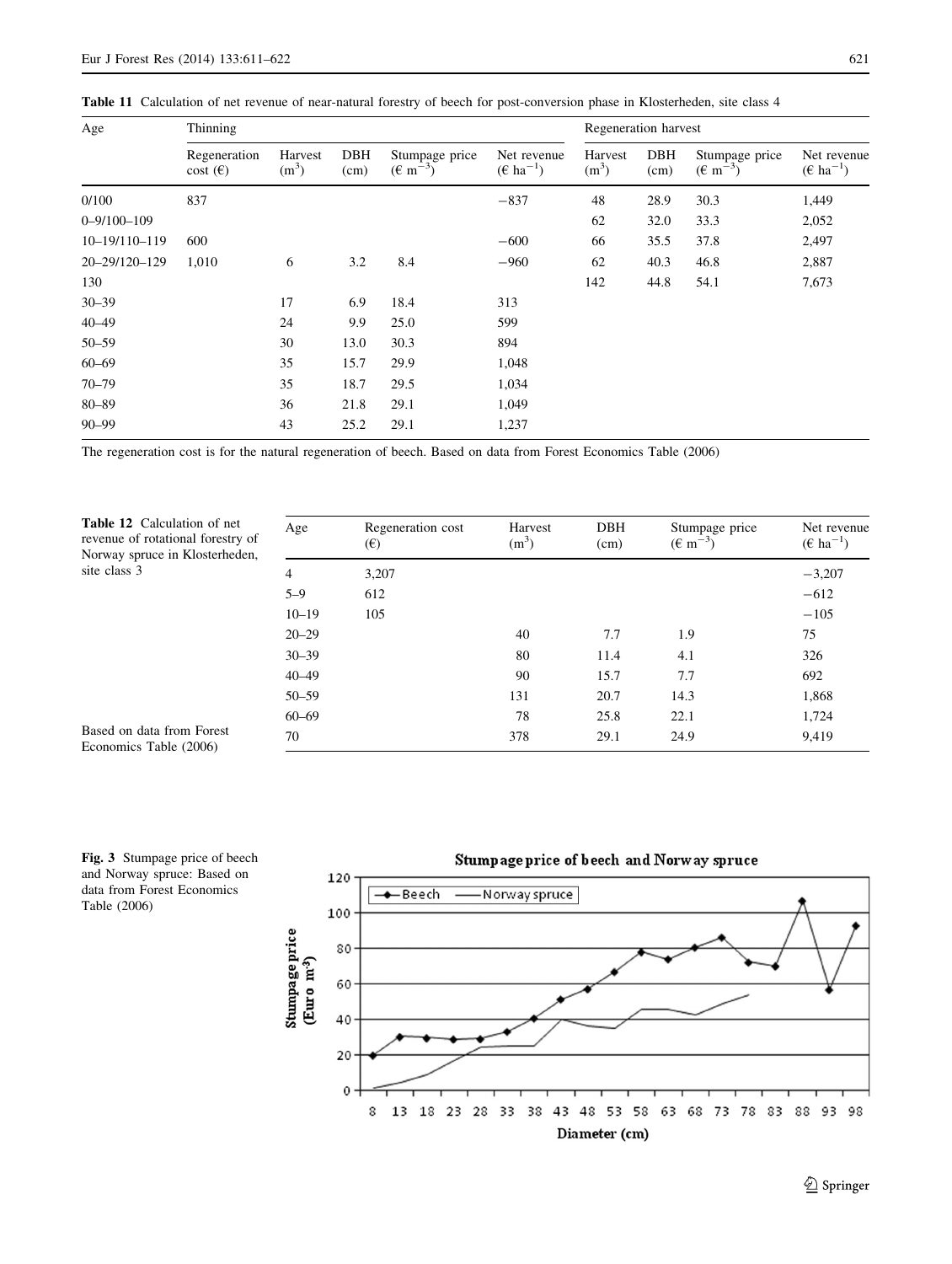**Table 11** Calculation of net revenue of near-natural forestry of beech for post-conversion phase in Klosterheden, site class 4

| Age | Thinning | | | | | Regeneration harvest | | | |
|---|---|---|---|---|---|---|---|---|---|
| | Regeneration cost (€) | Harvest ($m^3$) | DBH (cm) | Stumpage price (€ $m^{-3}$) | Net revenue (€ $ha^{-1}$) | Harvest ($m^3$) | DBH (cm) | Stumpage price (€ $m^{-3}$) | Net revenue (€ $ha^{-1}$) |
| 0/100 | 837 | | | | −837 | 48 | 28.9 | 30.3 | 1,449 |
| 0–9/100–109 | | | | | | 62 | 32.0 | 33.3 | 2,052 |
| 10–19/110–119 | 600 | | | | −600 | 66 | 35.5 | 37.8 | 2,497 |
| 20–29/120–129 | 1,010 | 6 | 3.2 | 8.4 | −960 | 62 | 40.3 | 46.8 | 2,887 |
| 130 | | | | | | 142 | 44.8 | 54.1 | 7,673 |
| 30–39 | | 17 | 6.9 | 18.4 | 313 | | | | |
| 40–49 | | 24 | 9.9 | 25.0 | 599 | | | | |
| 50–59 | | 30 | 13.0 | 30.3 | 894 | | | | |
| 60–69 | | 35 | 15.7 | 29.9 | 1,048 | | | | |
| 70–79 | | 35 | 18.7 | 29.5 | 1,034 | | | | |
| 80–89 | | 36 | 21.8 | 29.1 | 1,049 | | | | |
| 90–99 | | 43 | 25.2 | 29.1 | 1,237 | | | | |

The regeneration cost is for the natural regeneration of beech. Based on data from Forest Economics Table (2006)

**Table 12** Calculation of net revenue of rotational forestry of Norway spruce in Klosterheden, site class 3

| Age | Regeneration cost (€) | Harvest ($m^3$) | DBH (cm) | Stumpage price (€ $m^{-3}$) | Net revenue (€ $ha^{-1}$) |
|---|---|---|---|---|---|
| 4 | 3,207 | | | | −3,207 |
| 5–9 | 612 | | | | −612 |
| 10–19 | 105 | | | | −105 |
| 20–29 | | 40 | 7.7 | 1.9 | 75 |
| 30–39 | | 80 | 11.4 | 4.1 | 326 |
| 40–49 | | 90 | 15.7 | 7.7 | 692 |
| 50–59 | | 131 | 20.7 | 14.3 | 1,868 |
| 60–69 | | 78 | 25.8 | 22.1 | 1,724 |
| 70 | | 378 | 29.1 | 24.9 | 9,419 |

Based on data from Forest Economics Table (2006)

**Fig. 3** Stumpage price of beech and Norway spruce: Based on data from Forest Economics Table (2006)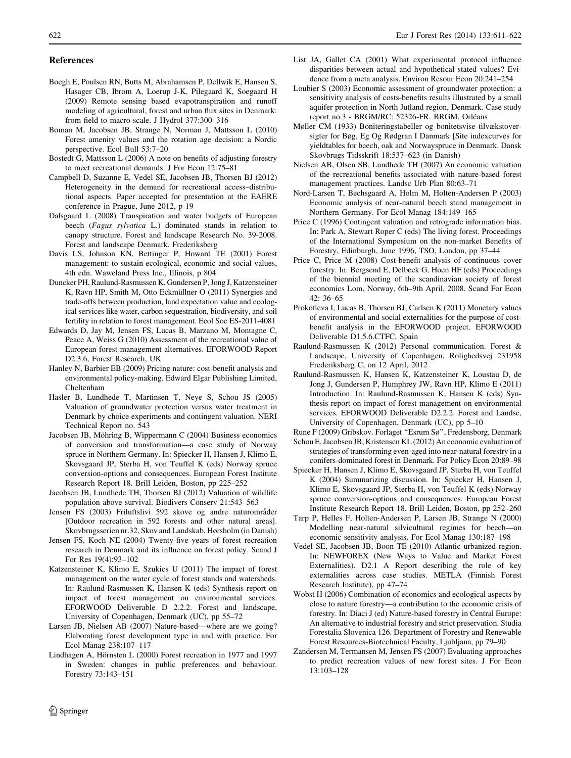## References

Boegh E, Poulsen RN, Butts M, Abrahamsen P, Dellwik E, Hansen S, Hasager CB, Ibrom A, Loerup J-K, Pilegaard K, Soegaard H (2009) Remote sensing based evapotranspiration and runoff modeling of agricultural, forest and urban flux sites in Denmark: from field to macro-scale. J Hydrol 377:300–316

Boman M, Jacobsen JB, Strange N, Norman J, Mattsson L (2010) Forest amenity values and the rotation age decision: a Nordic perspective. Ecol Bull 53:7–20

Bostedt G, Mattsson L (2006) A note on benefits of adjusting forestry to meet recreational demands. J For Econ 12:75–81

Campbell D, Suzanne E, Vedel SE, Jacobsen JB, Thorsen BJ (2012) Heterogeneity in the demand for recreational access–distributional aspects. Paper accepted for presentation at the EAERE conference in Prague, June 2012, p 19

Dalsgaard L (2008) Transpiration and water budgets of European beech (*Fagus sylvatica* L.) dominated stands in relation to canopy structure. Forest and landscape Research No. 39-2008. Forest and landscape Denmark. Frederiksberg

Davis LS, Johnson KN, Bettinger P, Howard TE (2001) Forest management: to sustain ecological, economic and social values, 4th edn. Waweland Press Inc., Illinois, p 804

Duncker PH, Raulund-Rasmussen K, Gundersen P, Jong J, Katzensteiner K, Ravn HP, Smith M, Otto Eckmüllner O (2011) Synergies and trade-offs between production, land expectation value and ecological services like water, carbon sequestration, biodiversity, and soil fertility in relation to forest management. Ecol Soc ES-2011-4081

Edwards D, Jay M, Jensen FS, Lucas B, Marzano M, Montagne C, Peace A, Weiss G (2010) Assessment of the recreational value of European forest management alternatives. EFORWOOD Report D2.3.6, Forest Research, UK

Hanley N, Barbier EB (2009) Pricing nature: cost-benefit analysis and environmental policy-making. Edward Elgar Publishing Limited, Cheltenham

Hasler B, Lundhede T, Martinsen T, Neye S, Schou JS (2005) Valuation of groundwater protection versus water treatment in Denmark by choice experiments and contingent valuation. NERI Technical Report no. 543

Jacobsen JB, Möhring B, Wippermann C (2004) Business economics of conversion and transformation—a case study of Norway spruce in Northern Germany. In: Spiecker H, Hansen J, Klimo E, Skovsgaard JP, Sterba H, von Teuffel K (eds) Norway spruce conversion-options and consequences. European Forest Institute Research Report 18. Brill Leiden, Boston, pp 225–252

Jacobsen JB, Lundhede TH, Thorsen BJ (2012) Valuation of wildlife population above survival. Biodivers Conserv 21:543–563

Jensen FS (2003) Friluftsliv 592 skove og andre naturområder [Outdoor recreation in 592 forests and other natural areas]. Skovbrugsserien nr.32, Skov and Landskab, Hørsholm (in Danish)

Jensen FS, Koch NE (2004) Twenty-five years of forest recreation research in Denmark and its influence on forest policy. Scand J For Res 19(4):93–102

Katzensteiner K, Klimo E, Szukics U (2011) The impact of forest management on the water cycle of forest stands and watersheds. In: Raulund-Rasmussen K, Hansen K (eds) Synthesis report on impact of forest management on environmental services. EFORWOOD Deliverable D 2.2.2. Forest and landscape, University of Copenhagen, Denmark (UC), pp 55–72

Larsen JB, Nielsen AB (2007) Nature-based—where are we going? Elaborating forest development type in and with practice. For Ecol Manag 238:107–117

Lindhagen A, Hörnsten L (2000) Forest recreation in 1977 and 1997 in Sweden: changes in public preferences and behaviour. Forestry 73:143–151

List JA, Gallet CA (2001) What experimental protocol influence disparities between actual and hypothetical stated values? Evidence from a meta analysis. Environ Resour Econ 20:241–254

Loubier S (2003) Economic assessment of groundwater protection: a sensitivity analysis of costs-benefits results illustrated by a small aquifer protection in North Jutland region, Denmark. Case study report no.3 - BRGM/RC: 52326-FR. BRGM, Orléans

Møller CM (1933) Boniteringstabeller og bonitetsvise tilvækstoversigter for Bøg, Eg Og Rødgran I Danmark [Site indexcurves for yieldtables for beech, oak and Norwayspruce in Denmark. Dansk Skovbrugs Tidsskrift 18:537–623 (in Danish)

Nielsen AB, Olsen SB, Lundhede TH (2007) An economic valuation of the recreational benefits associated with nature-based forest management practices. Landsc Urb Plan 80:63–71

Nord-Larsen T, Bechsgaard A, Holm M, Holten-Andersen P (2003) Economic analysis of near-natural beech stand management in Northern Germany. For Ecol Manag 184:149–165

Price C (1996) Contingent valuation and retrograde information bias. In: Park A, Stewart Roper C (eds) The living forest. Proceedings of the International Symposium on the non-market Benefits of Forestry, Edinburgh, June 1996, TSO, London, pp 37–44

Price C, Price M (2008) Cost-benefit analysis of continuous cover forestry. In: Bergsend E, Delbeck G, Hoen HF (eds) Proceedings of the biennial meeting of the scandinavian society of forest economics Lom, Norway, 6th–9th April, 2008. Scand For Econ 42: 36–65

Prokofieva I, Lucas B, Thorsen BJ, Carlsen K (2011) Monetary values of environmental and social externalities for the purpose of cost-benefit analysis in the EFORWOOD project. EFORWOOD Deliverable D1.5.6.CTFC, Spain

Raulund-Rasmussen K (2012) Personal communication. Forest & Landscape, University of Copenhagen, Rolighedsvej 231958 Frederiksberg C, on 12 April, 2012

Raulund-Rasmussen K, Hansen K, Katzensteiner K, Loustau D, de Jong J, Gundersen P, Humphrey JW, Ravn HP, Klimo E (2011) Introduction. In: Raulund-Rasmussen K, Hansen K (eds) Synthesis report on impact of forest management on environmental services. EFORWOOD Deliverable D2.2.2. Forest and Landsc, University of Copenhagen, Denmark (UC), pp 5–10

Rune F (2009) Gribskov. Forlaget "Esrum Sø", Fredensborg, Denmark

Schou E, Jacobsen JB, Kristensen KL (2012) An economic evaluation of strategies of transforming even-aged into near-natural forestry in a conifers-dominated forest in Denmark. For Policy Econ 20:89–98

Spiecker H, Hansen J, Klimo E, Skovsgaard JP, Sterba H, von Teuffel K (2004) Summarizing discussion. In: Spiecker H, Hansen J, Klimo E, Skovsgaard JP, Sterba H, von Teuffel K (eds) Norway spruce conversion-options and consequences. European Forest Institute Research Report 18. Brill Leiden, Boston, pp 252–260

Tarp P, Helles F, Holten-Andersen P, Larsen JB, Strange N (2000) Modelling near-natural silvicultural regimes for beech—an economic sensitivity analysis. For Ecol Manag 130:187–198

Vedel SE, Jacobsen JB, Boon TE (2010) Atlantic urbanized region. In: NEWFOREX (New Ways to Value and Market Forest Externalities). D2.1 A Report describing the role of key externalities across case studies. METLA (Finnish Forest Research Institute), pp 47–74

Wobst H (2006) Combination of economics and ecological aspects by close to nature forestry—a contribution to the economic crisis of forestry. In: Diaci J (ed) Nature-based forestry in Central Europe: An alternative to industrial forestry and strict preservation. Studia Forestalia Slovenica 126. Department of Forestry and Renewable Forest Resources-Biotechnical Faculty, Ljubljana, pp 79–90

Zandersen M, Termansen M, Jensen FS (2007) Evaluating approaches to predict recreation values of new forest sites. J For Econ 13:103–128